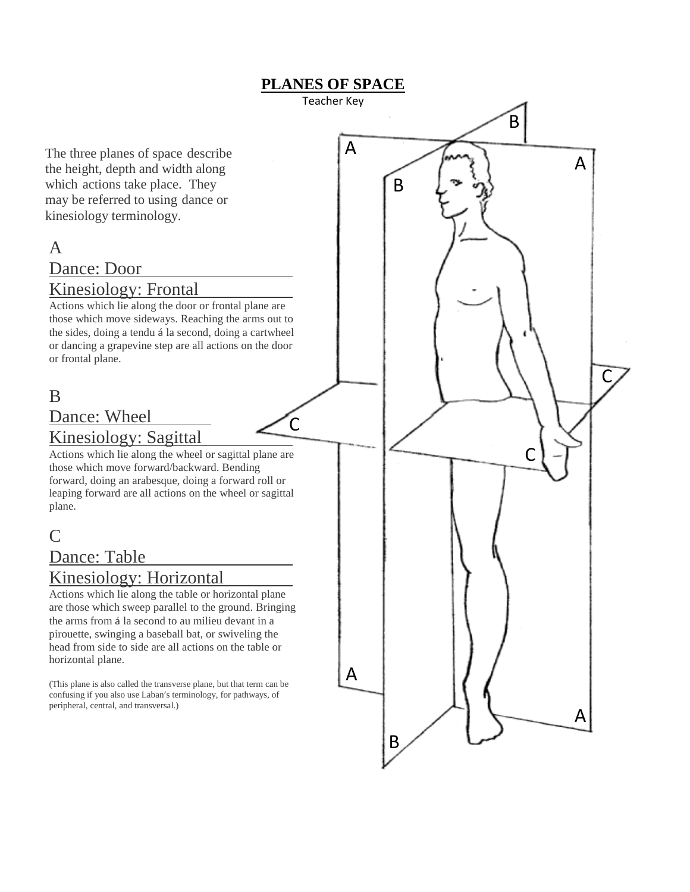# PLANES OF SPACE

Teacher Key

The three planes of space describe the height, depth and width along which actions take place. They may be referred to using dance or kinesiology terminology.

## A

Dance: Door

Kinesiology: Frontal

Actions which lie along the door or frontal plane are those which move sideways. Reaching the arms out to the sides, doing a tendu á la second, doing a cartwheel or dancing a grapevine step are all actions on the door or frontal plane.

## B

Dance: Wheel

Kinesiology: Sagittal

Actions which lie along the wheel or sagittal plane are those which move forward/backward. Bending forward, doing an arabesque, doing a forward roll or leaping forward are all actions on the wheel or sagittal plane.

## C

Dance: Table

Kinesiology: Horizontal

Actions which lie along the table or horizontal plane are those which sweep parallel to the ground. Bringing the arms from á la second to au milieu devant in a pirouette, swinging a baseball bat, or swiveling the head from side to side are all actions on the table or horizontal plane.

(This plane is also called the transverse plane, but that term can be confusing if you also use Laban's terminology, for pathways, of peripheral, central, and transversal.)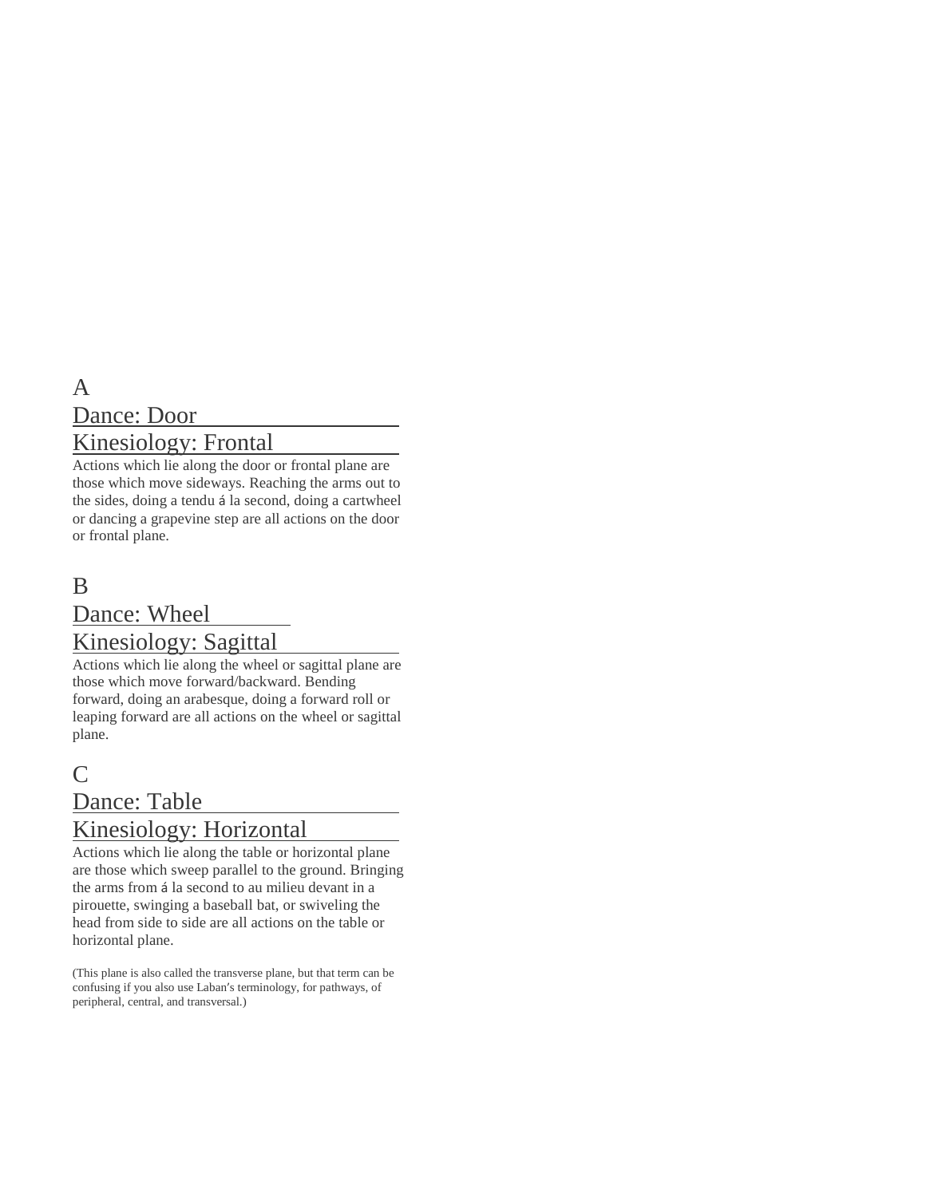A

Dance: Door

Kinesiology: Frontal

Actions which lie along the door or frontal plane are those which move sideways. Reaching the arms out to the sides, doing a tendu á la second, doing a cartwheel or dancing a grapevine step are all actions on the door or frontal plane.

B

Dance: Wheel

Kinesiology: Sagittal

Actions which lie along the wheel or sagittal plane are those which move forward/backward. Bending forward, doing an arabesque, doing a forward roll or leaping forward are all actions on the wheel or sagittal plane.

C

Dance: Table

Kinesiology: Horizontal

Actions which lie along the table or horizontal plane are those which sweep parallel to the ground. Bringing the arms from á la second to au milieu devant in a pirouette, swinging a baseball bat, or swiveling the head from side to side are all actions on the table or horizontal plane.

(This plane is also called the transverse plane, but that term can be confusing if you also use Laban's terminology, for pathways, of peripheral, central, and transversal.)